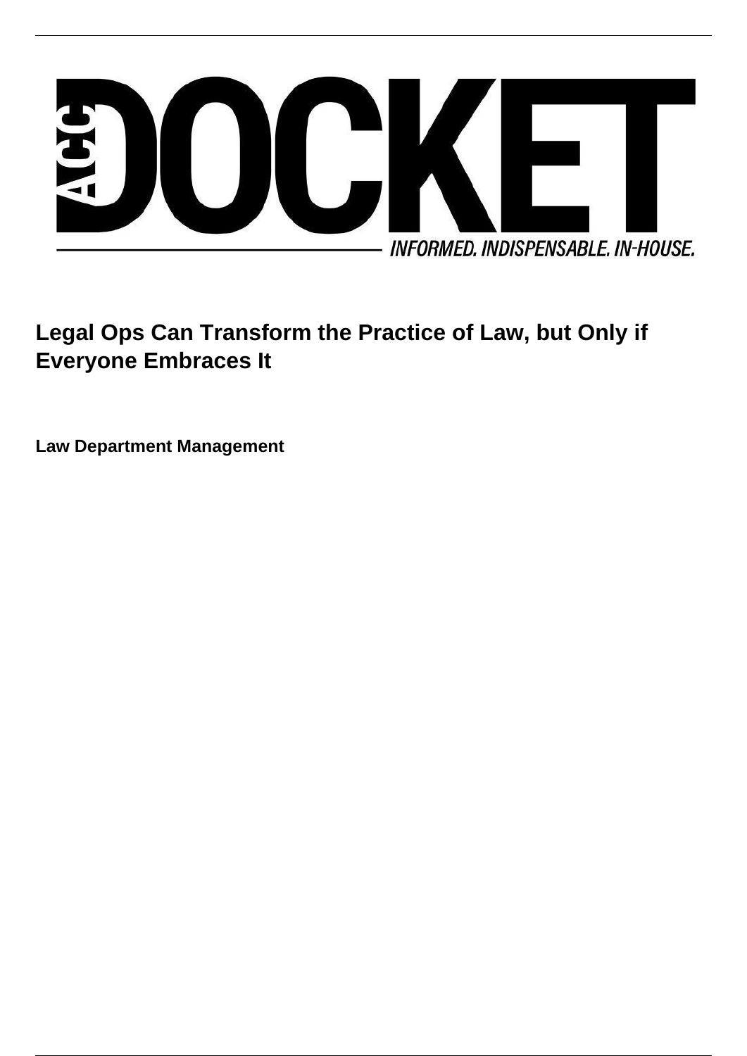# ACC DOCKET

INFORMED. INDISPENSABLE. IN-HOUSE.

## Legal Ops Can Transform the Practice of Law, but Only if Everyone Embraces It

**Law Department Management**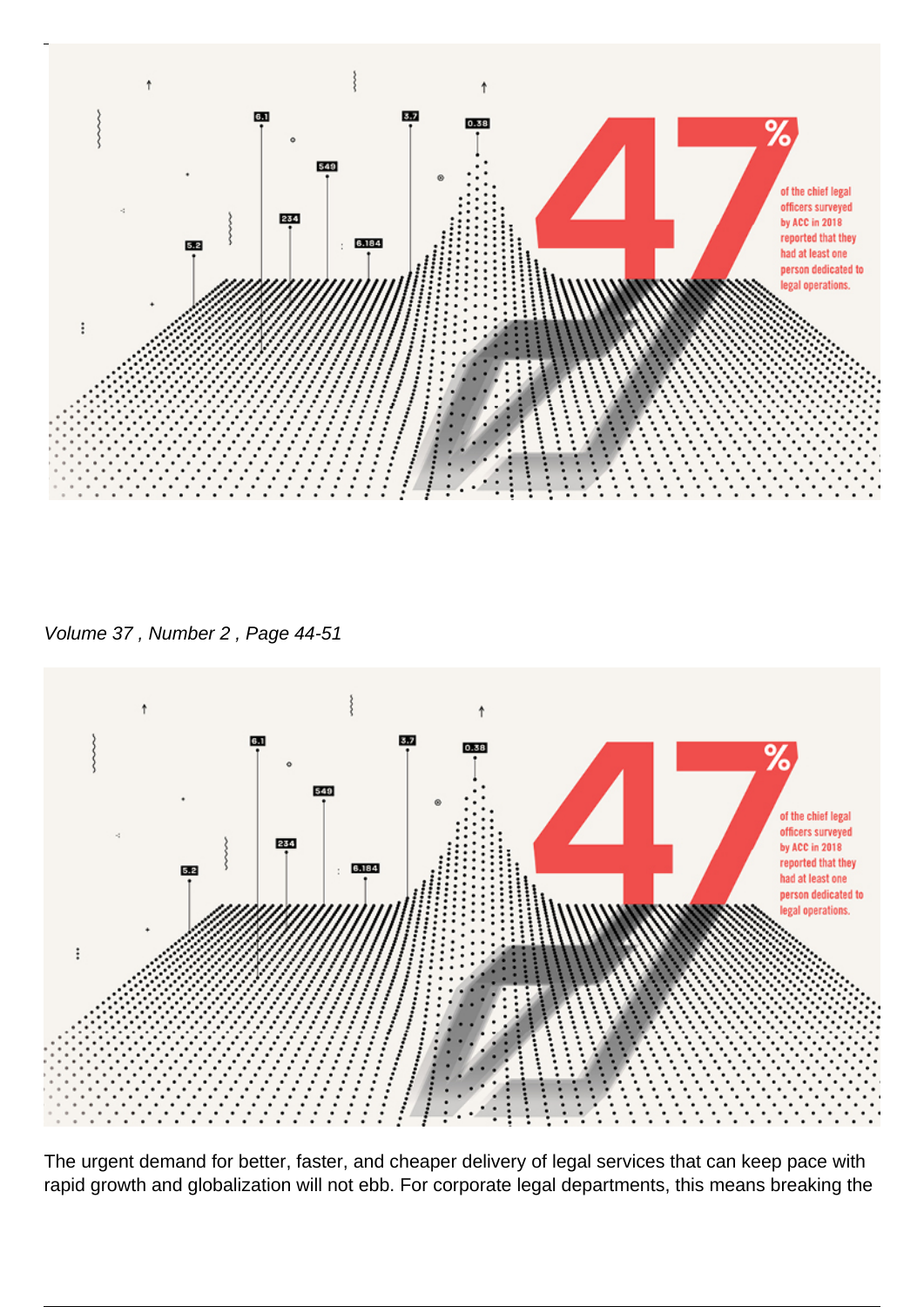The urgent demand for better, faster, and cheaper delivery of legal services that can keep pace with rapid growth and globalization will not ebb. For corporate legal departments, this means breaking the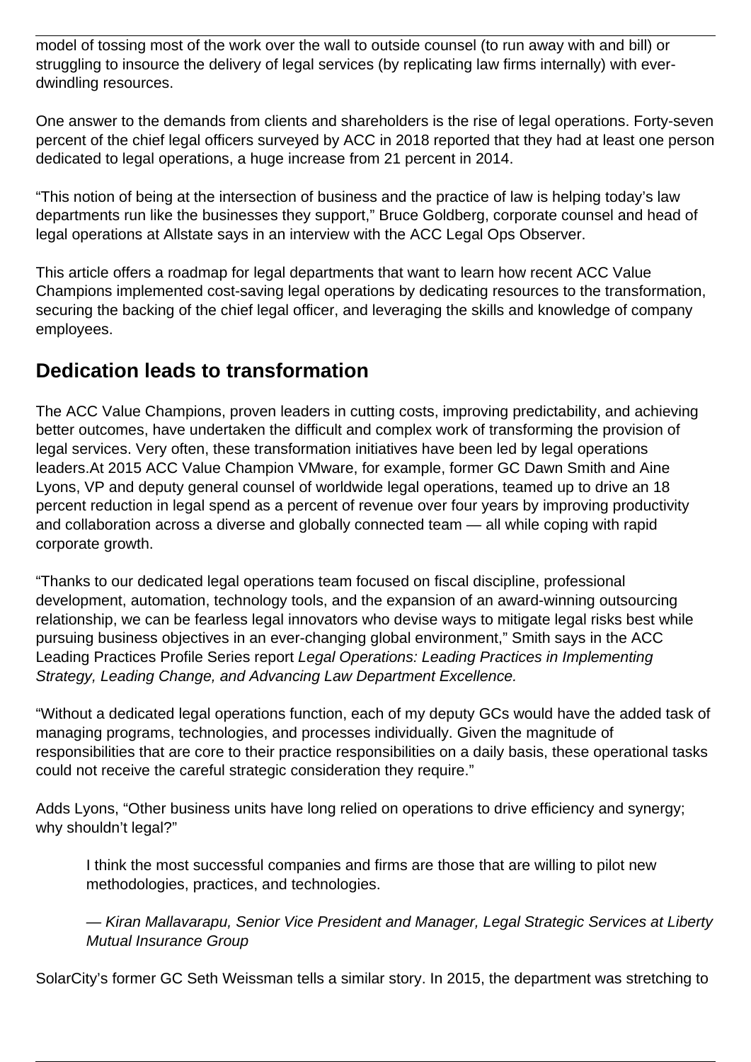model of tossing most of the work over the wall to outside counsel (to run away with and bill) or struggling to insource the delivery of legal services (by replicating law firms internally) with ever-dwindling resources.

One answer to the demands from clients and shareholders is the rise of legal operations. Forty-seven percent of the chief legal officers surveyed by ACC in 2018 reported that they had at least one person dedicated to legal operations, a huge increase from 21 percent in 2014.

"This notion of being at the intersection of business and the practice of law is helping today's law departments run like the businesses they support," Bruce Goldberg, corporate counsel and head of legal operations at Allstate says in an interview with the ACC Legal Ops Observer.

This article offers a roadmap for legal departments that want to learn how recent ACC Value Champions implemented cost-saving legal operations by dedicating resources to the transformation, securing the backing of the chief legal officer, and leveraging the skills and knowledge of company employees.

## Dedication leads to transformation

The ACC Value Champions, proven leaders in cutting costs, improving predictability, and achieving better outcomes, have undertaken the difficult and complex work of transforming the provision of legal services. Very often, these transformation initiatives have been led by legal operations leaders.At 2015 ACC Value Champion VMware, for example, former GC Dawn Smith and Aine Lyons, VP and deputy general counsel of worldwide legal operations, teamed up to drive an 18 percent reduction in legal spend as a percent of revenue over four years by improving productivity and collaboration across a diverse and globally connected team — all while coping with rapid corporate growth.

"Thanks to our dedicated legal operations team focused on fiscal discipline, professional development, automation, technology tools, and the expansion of an award-winning outsourcing relationship, we can be fearless legal innovators who devise ways to mitigate legal risks best while pursuing business objectives in an ever-changing global environment," Smith says in the ACC Leading Practices Profile Series report *Legal Operations: Leading Practices in Implementing Strategy, Leading Change, and Advancing Law Department Excellence.*

"Without a dedicated legal operations function, each of my deputy GCs would have the added task of managing programs, technologies, and processes individually. Given the magnitude of responsibilities that are core to their practice responsibilities on a daily basis, these operational tasks could not receive the careful strategic consideration they require."

Adds Lyons, "Other business units have long relied on operations to drive efficiency and synergy; why shouldn't legal?"

> I think the most successful companies and firms are those that are willing to pilot new methodologies, practices, and technologies.
>
> *— Kiran Mallavarapu, Senior Vice President and Manager, Legal Strategic Services at Liberty Mutual Insurance Group*

SolarCity's former GC Seth Weissman tells a similar story. In 2015, the department was stretching to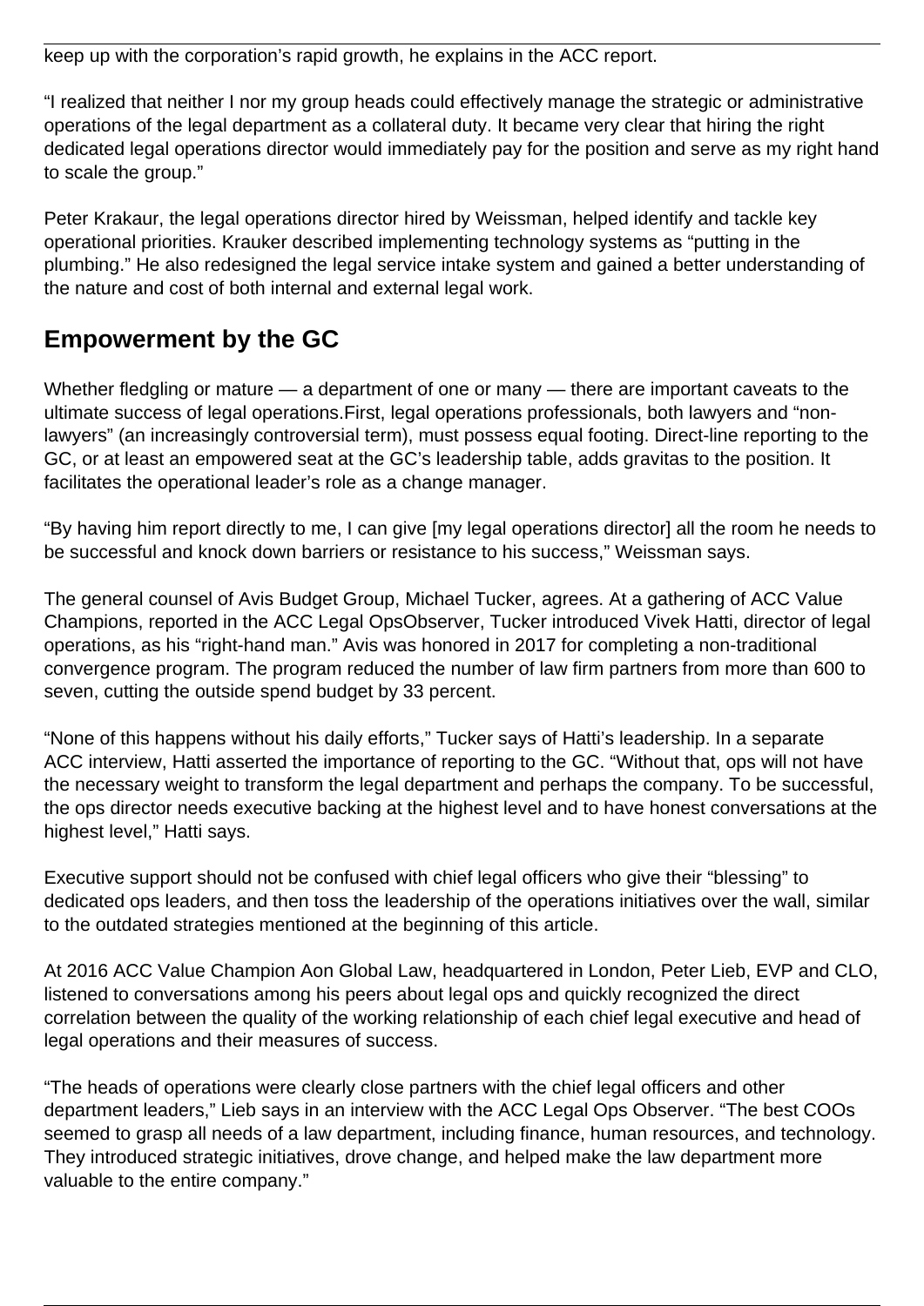keep up with the corporation's rapid growth, he explains in the ACC report.

"I realized that neither I nor my group heads could effectively manage the strategic or administrative operations of the legal department as a collateral duty. It became very clear that hiring the right dedicated legal operations director would immediately pay for the position and serve as my right hand to scale the group."

Peter Krakaur, the legal operations director hired by Weissman, helped identify and tackle key operational priorities. Krauker described implementing technology systems as "putting in the plumbing." He also redesigned the legal service intake system and gained a better understanding of the nature and cost of both internal and external legal work.

## Empowerment by the GC

Whether fledgling or mature — a department of one or many — there are important caveats to the ultimate success of legal operations.First, legal operations professionals, both lawyers and "non-lawyers" (an increasingly controversial term), must possess equal footing. Direct-line reporting to the GC, or at least an empowered seat at the GC's leadership table, adds gravitas to the position. It facilitates the operational leader's role as a change manager.

"By having him report directly to me, I can give [my legal operations director] all the room he needs to be successful and knock down barriers or resistance to his success," Weissman says.

The general counsel of Avis Budget Group, Michael Tucker, agrees. At a gathering of ACC Value Champions, reported in the ACC Legal OpsObserver, Tucker introduced Vivek Hatti, director of legal operations, as his "right-hand man." Avis was honored in 2017 for completing a non-traditional convergence program. The program reduced the number of law firm partners from more than 600 to seven, cutting the outside spend budget by 33 percent.

"None of this happens without his daily efforts," Tucker says of Hatti's leadership. In a separate ACC interview, Hatti asserted the importance of reporting to the GC. "Without that, ops will not have the necessary weight to transform the legal department and perhaps the company. To be successful, the ops director needs executive backing at the highest level and to have honest conversations at the highest level," Hatti says.

Executive support should not be confused with chief legal officers who give their "blessing" to dedicated ops leaders, and then toss the leadership of the operations initiatives over the wall, similar to the outdated strategies mentioned at the beginning of this article.

At 2016 ACC Value Champion Aon Global Law, headquartered in London, Peter Lieb, EVP and CLO, listened to conversations among his peers about legal ops and quickly recognized the direct correlation between the quality of the working relationship of each chief legal executive and head of legal operations and their measures of success.

"The heads of operations were clearly close partners with the chief legal officers and other department leaders," Lieb says in an interview with the ACC Legal Ops Observer. "The best COOs seemed to grasp all needs of a law department, including finance, human resources, and technology. They introduced strategic initiatives, drove change, and helped make the law department more valuable to the entire company."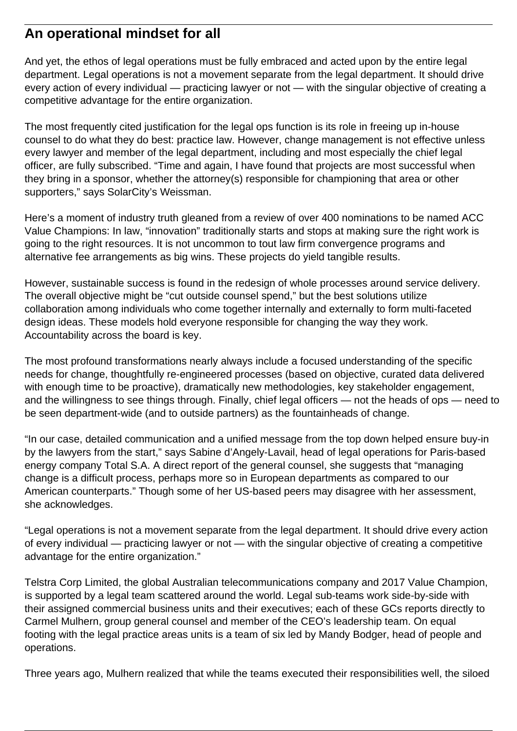## An operational mindset for all

And yet, the ethos of legal operations must be fully embraced and acted upon by the entire legal department. Legal operations is not a movement separate from the legal department. It should drive every action of every individual — practicing lawyer or not — with the singular objective of creating a competitive advantage for the entire organization.

The most frequently cited justification for the legal ops function is its role in freeing up in-house counsel to do what they do best: practice law. However, change management is not effective unless every lawyer and member of the legal department, including and most especially the chief legal officer, are fully subscribed. “Time and again, I have found that projects are most successful when they bring in a sponsor, whether the attorney(s) responsible for championing that area or other supporters,” says SolarCity’s Weissman.

Here’s a moment of industry truth gleaned from a review of over 400 nominations to be named ACC Value Champions: In law, “innovation” traditionally starts and stops at making sure the right work is going to the right resources. It is not uncommon to tout law firm convergence programs and alternative fee arrangements as big wins. These projects do yield tangible results.

However, sustainable success is found in the redesign of whole processes around service delivery. The overall objective might be “cut outside counsel spend,” but the best solutions utilize collaboration among individuals who come together internally and externally to form multi-faceted design ideas. These models hold everyone responsible for changing the way they work. Accountability across the board is key.

The most profound transformations nearly always include a focused understanding of the specific needs for change, thoughtfully re-engineered processes (based on objective, curated data delivered with enough time to be proactive), dramatically new methodologies, key stakeholder engagement, and the willingness to see things through. Finally, chief legal officers — not the heads of ops — need to be seen department-wide (and to outside partners) as the fountainheads of change.

“In our case, detailed communication and a unified message from the top down helped ensure buy-in by the lawyers from the start,” says Sabine d’Angely-Lavail, head of legal operations for Paris-based energy company Total S.A. A direct report of the general counsel, she suggests that “managing change is a difficult process, perhaps more so in European departments as compared to our American counterparts.” Though some of her US-based peers may disagree with her assessment, she acknowledges.

“Legal operations is not a movement separate from the legal department. It should drive every action of every individual — practicing lawyer or not — with the singular objective of creating a competitive advantage for the entire organization.”

Telstra Corp Limited, the global Australian telecommunications company and 2017 Value Champion, is supported by a legal team scattered around the world. Legal sub-teams work side-by-side with their assigned commercial business units and their executives; each of these GCs reports directly to Carmel Mulhern, group general counsel and member of the CEO’s leadership team. On equal footing with the legal practice areas units is a team of six led by Mandy Bodger, head of people and operations.

Three years ago, Mulhern realized that while the teams executed their responsibilities well, the siloed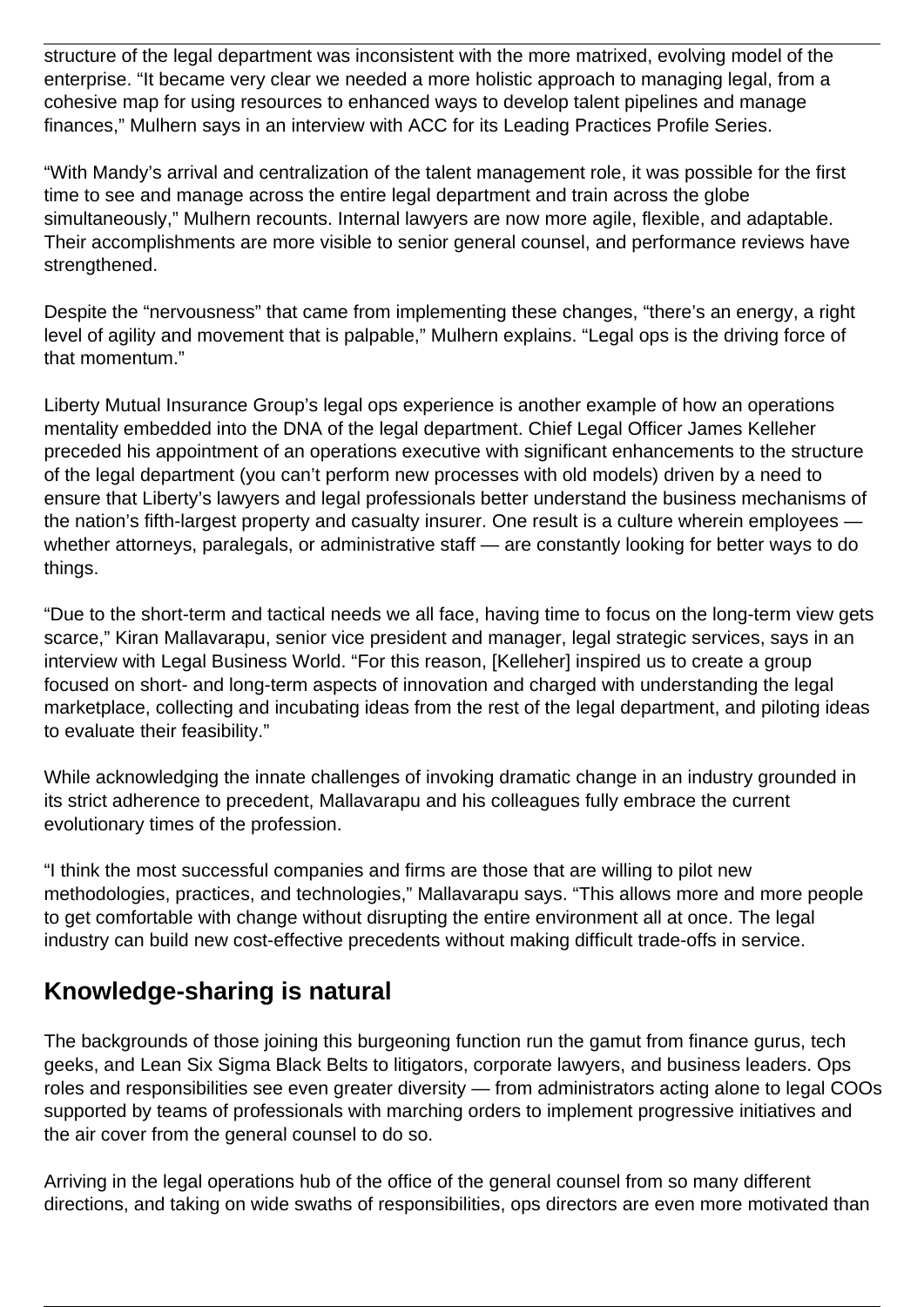structure of the legal department was inconsistent with the more matrixed, evolving model of the enterprise. “It became very clear we needed a more holistic approach to managing legal, from a cohesive map for using resources to enhanced ways to develop talent pipelines and manage finances,” Mulhern says in an interview with ACC for its Leading Practices Profile Series.

“With Mandy’s arrival and centralization of the talent management role, it was possible for the first time to see and manage across the entire legal department and train across the globe simultaneously,” Mulhern recounts. Internal lawyers are now more agile, flexible, and adaptable. Their accomplishments are more visible to senior general counsel, and performance reviews have strengthened.

Despite the “nervousness” that came from implementing these changes, “there’s an energy, a right level of agility and movement that is palpable,” Mulhern explains. “Legal ops is the driving force of that momentum.”

Liberty Mutual Insurance Group’s legal ops experience is another example of how an operations mentality embedded into the DNA of the legal department. Chief Legal Officer James Kelleher preceded his appointment of an operations executive with significant enhancements to the structure of the legal department (you can’t perform new processes with old models) driven by a need to ensure that Liberty’s lawyers and legal professionals better understand the business mechanisms of the nation’s fifth-largest property and casualty insurer. One result is a culture wherein employees — whether attorneys, paralegals, or administrative staff — are constantly looking for better ways to do things.

“Due to the short-term and tactical needs we all face, having time to focus on the long-term view gets scarce,” Kiran Mallavarapu, senior vice president and manager, legal strategic services, says in an interview with Legal Business World. “For this reason, [Kelleher] inspired us to create a group focused on short- and long-term aspects of innovation and charged with understanding the legal marketplace, collecting and incubating ideas from the rest of the legal department, and piloting ideas to evaluate their feasibility.”

While acknowledging the innate challenges of invoking dramatic change in an industry grounded in its strict adherence to precedent, Mallavarapu and his colleagues fully embrace the current evolutionary times of the profession.

“I think the most successful companies and firms are those that are willing to pilot new methodologies, practices, and technologies,” Mallavarapu says. “This allows more and more people to get comfortable with change without disrupting the entire environment all at once. The legal industry can build new cost-effective precedents without making difficult trade-offs in service.

## Knowledge-sharing is natural

The backgrounds of those joining this burgeoning function run the gamut from finance gurus, tech geeks, and Lean Six Sigma Black Belts to litigators, corporate lawyers, and business leaders. Ops roles and responsibilities see even greater diversity — from administrators acting alone to legal COOs supported by teams of professionals with marching orders to implement progressive initiatives and the air cover from the general counsel to do so.

Arriving in the legal operations hub of the office of the general counsel from so many different directions, and taking on wide swaths of responsibilities, ops directors are even more motivated than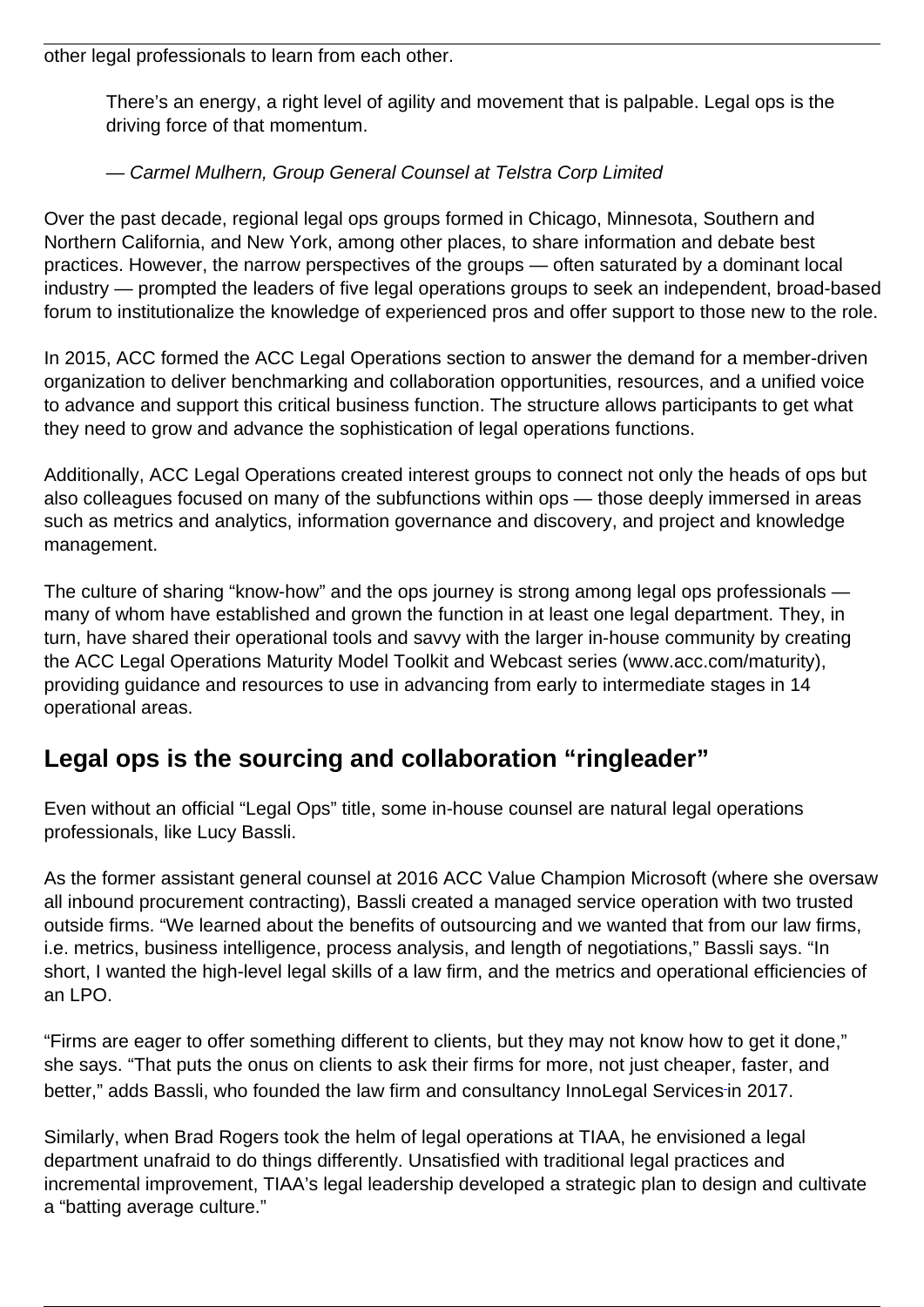other legal professionals to learn from each other.

> There's an energy, a right level of agility and movement that is palpable. Legal ops is the driving force of that momentum.
>
> — *Carmel Mulhern, Group General Counsel at Telstra Corp Limited*

Over the past decade, regional legal ops groups formed in Chicago, Minnesota, Southern and Northern California, and New York, among other places, to share information and debate best practices. However, the narrow perspectives of the groups — often saturated by a dominant local industry — prompted the leaders of five legal operations groups to seek an independent, broad-based forum to institutionalize the knowledge of experienced pros and offer support to those new to the role.

In 2015, ACC formed the ACC Legal Operations section to answer the demand for a member-driven organization to deliver benchmarking and collaboration opportunities, resources, and a unified voice to advance and support this critical business function. The structure allows participants to get what they need to grow and advance the sophistication of legal operations functions.

Additionally, ACC Legal Operations created interest groups to connect not only the heads of ops but also colleagues focused on many of the subfunctions within ops — those deeply immersed in areas such as metrics and analytics, information governance and discovery, and project and knowledge management.

The culture of sharing "know-how" and the ops journey is strong among legal ops professionals — many of whom have established and grown the function in at least one legal department. They, in turn, have shared their operational tools and savvy with the larger in-house community by creating the ACC Legal Operations Maturity Model Toolkit and Webcast series (www.acc.com/maturity), providing guidance and resources to use in advancing from early to intermediate stages in 14 operational areas.

## Legal ops is the sourcing and collaboration "ringleader"

Even without an official "Legal Ops" title, some in-house counsel are natural legal operations professionals, like Lucy Bassli.

As the former assistant general counsel at 2016 ACC Value Champion Microsoft (where she oversaw all inbound procurement contracting), Bassli created a managed service operation with two trusted outside firms. "We learned about the benefits of outsourcing and we wanted that from our law firms, i.e. metrics, business intelligence, process analysis, and length of negotiations," Bassli says. "In short, I wanted the high-level legal skills of a law firm, and the metrics and operational efficiencies of an LPO.

"Firms are eager to offer something different to clients, but they may not know how to get it done," she says. "That puts the onus on clients to ask their firms for more, not just cheaper, faster, and better," adds Bassli, who founded the law firm and consultancy InnoLegal Services in 2017.

Similarly, when Brad Rogers took the helm of legal operations at TIAA, he envisioned a legal department unafraid to do things differently. Unsatisfied with traditional legal practices and incremental improvement, TIAA's legal leadership developed a strategic plan to design and cultivate a "batting average culture."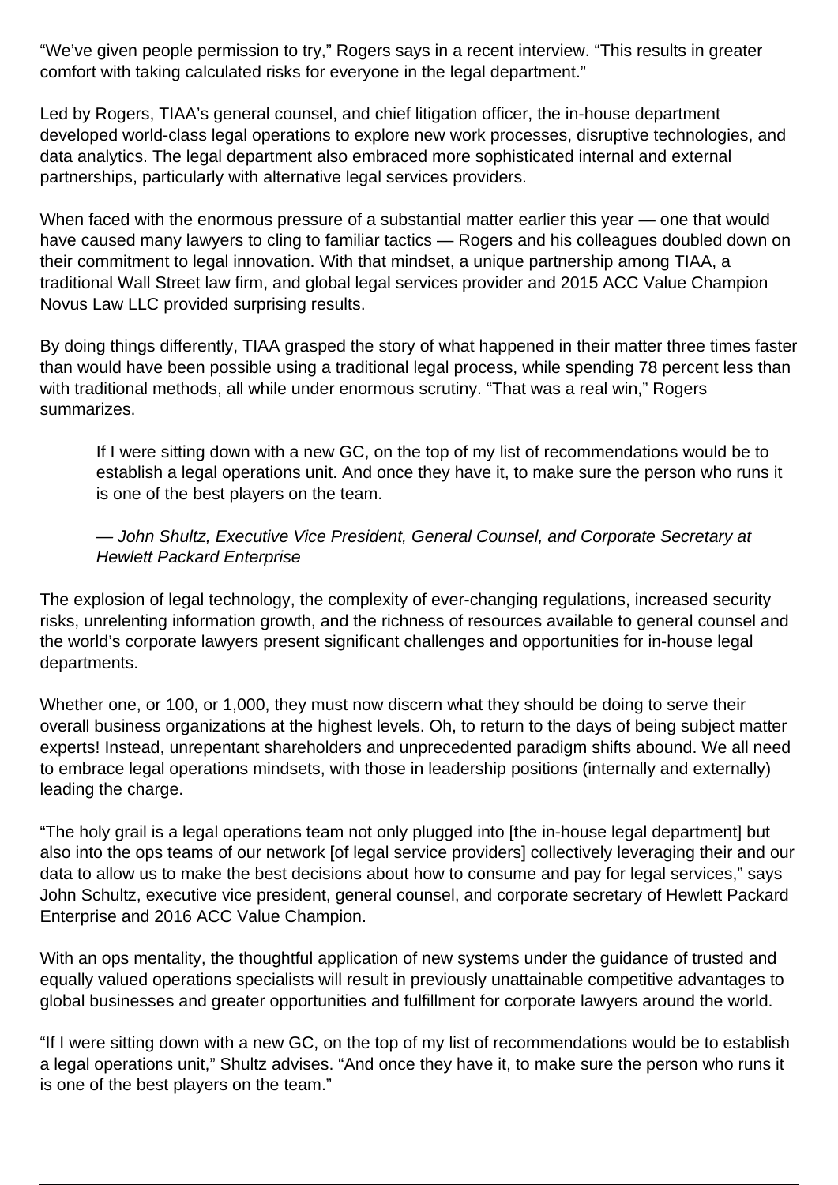"We've given people permission to try," Rogers says in a recent interview. "This results in greater comfort with taking calculated risks for everyone in the legal department."

Led by Rogers, TIAA's general counsel, and chief litigation officer, the in-house department developed world-class legal operations to explore new work processes, disruptive technologies, and data analytics. The legal department also embraced more sophisticated internal and external partnerships, particularly with alternative legal services providers.

When faced with the enormous pressure of a substantial matter earlier this year — one that would have caused many lawyers to cling to familiar tactics — Rogers and his colleagues doubled down on their commitment to legal innovation. With that mindset, a unique partnership among TIAA, a traditional Wall Street law firm, and global legal services provider and 2015 ACC Value Champion Novus Law LLC provided surprising results.

By doing things differently, TIAA grasped the story of what happened in their matter three times faster than would have been possible using a traditional legal process, while spending 78 percent less than with traditional methods, all while under enormous scrutiny. "That was a real win," Rogers summarizes.

> If I were sitting down with a new GC, on the top of my list of recommendations would be to establish a legal operations unit. And once they have it, to make sure the person who runs it is one of the best players on the team.
>
> *— John Shultz, Executive Vice President, General Counsel, and Corporate Secretary at Hewlett Packard Enterprise*

The explosion of legal technology, the complexity of ever-changing regulations, increased security risks, unrelenting information growth, and the richness of resources available to general counsel and the world's corporate lawyers present significant challenges and opportunities for in-house legal departments.

Whether one, or 100, or 1,000, they must now discern what they should be doing to serve their overall business organizations at the highest levels. Oh, to return to the days of being subject matter experts! Instead, unrepentant shareholders and unprecedented paradigm shifts abound. We all need to embrace legal operations mindsets, with those in leadership positions (internally and externally) leading the charge.

"The holy grail is a legal operations team not only plugged into [the in-house legal department] but also into the ops teams of our network [of legal service providers] collectively leveraging their and our data to allow us to make the best decisions about how to consume and pay for legal services," says John Schultz, executive vice president, general counsel, and corporate secretary of Hewlett Packard Enterprise and 2016 ACC Value Champion.

With an ops mentality, the thoughtful application of new systems under the guidance of trusted and equally valued operations specialists will result in previously unattainable competitive advantages to global businesses and greater opportunities and fulfillment for corporate lawyers around the world.

"If I were sitting down with a new GC, on the top of my list of recommendations would be to establish a legal operations unit," Shultz advises. "And once they have it, to make sure the person who runs it is one of the best players on the team."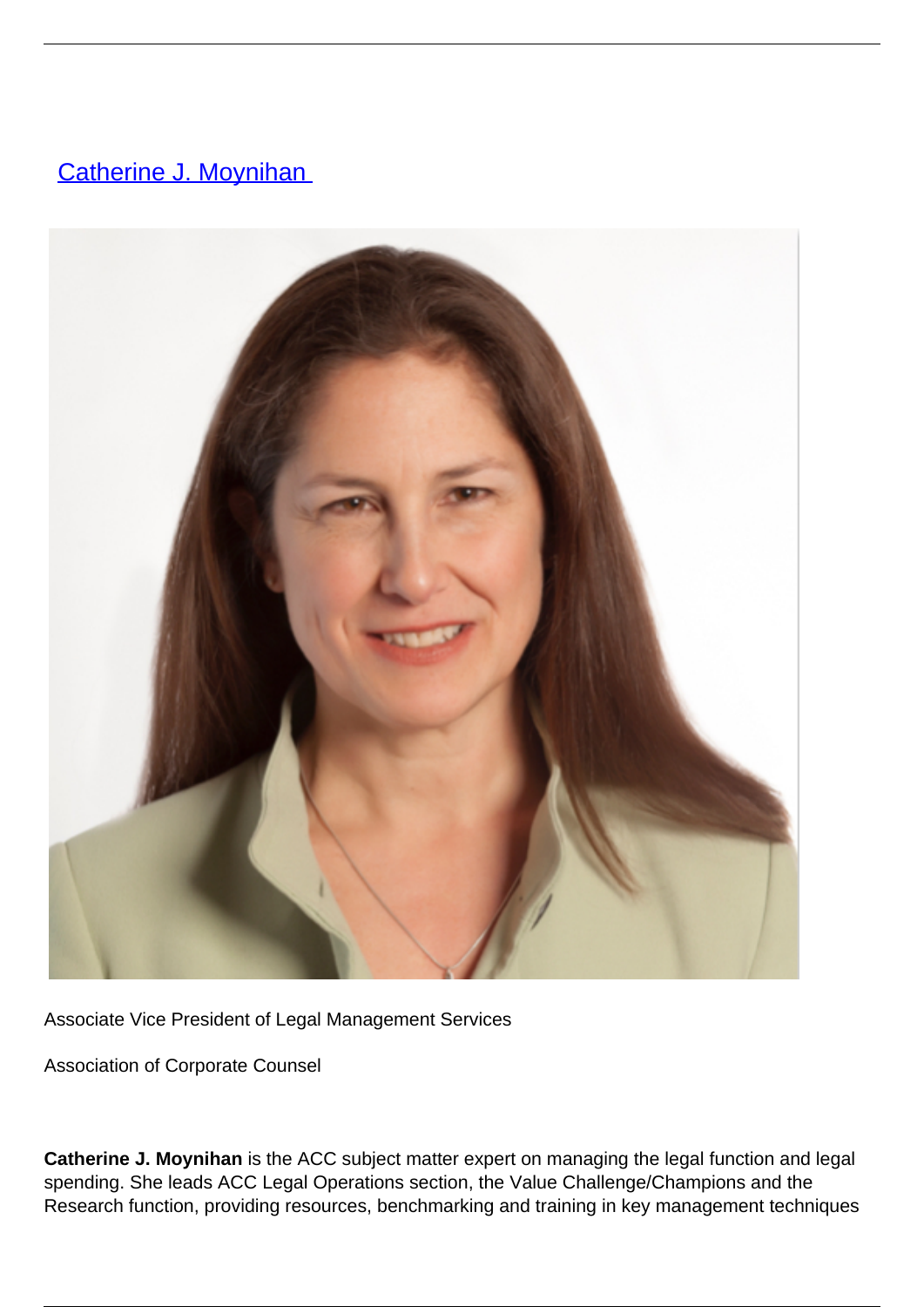[Catherine J. Moynihan ]

Associate Vice President of Legal Management Services

Association of Corporate Counsel

**Catherine J. Moynihan** is the ACC subject matter expert on managing the legal function and legal spending. She leads ACC Legal Operations section, the Value Challenge/Champions and the Research function, providing resources, benchmarking and training in key management techniques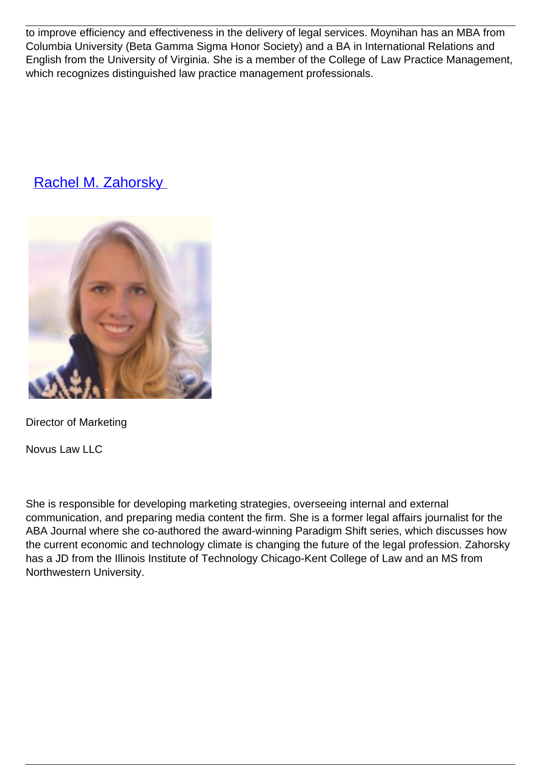to improve efficiency and effectiveness in the delivery of legal services. Moynihan has an MBA from Columbia University (Beta Gamma Sigma Honor Society) and a BA in International Relations and English from the University of Virginia. She is a member of the College of Law Practice Management, which recognizes distinguished law practice management professionals.

## Rachel M. Zahorsky

Director of Marketing

Novus Law LLC

She is responsible for developing marketing strategies, overseeing internal and external communication, and preparing media content the firm. She is a former legal affairs journalist for the ABA Journal where she co-authored the award-winning Paradigm Shift series, which discusses how the current economic and technology climate is changing the future of the legal profession. Zahorsky has a JD from the Illinois Institute of Technology Chicago-Kent College of Law and an MS from Northwestern University.